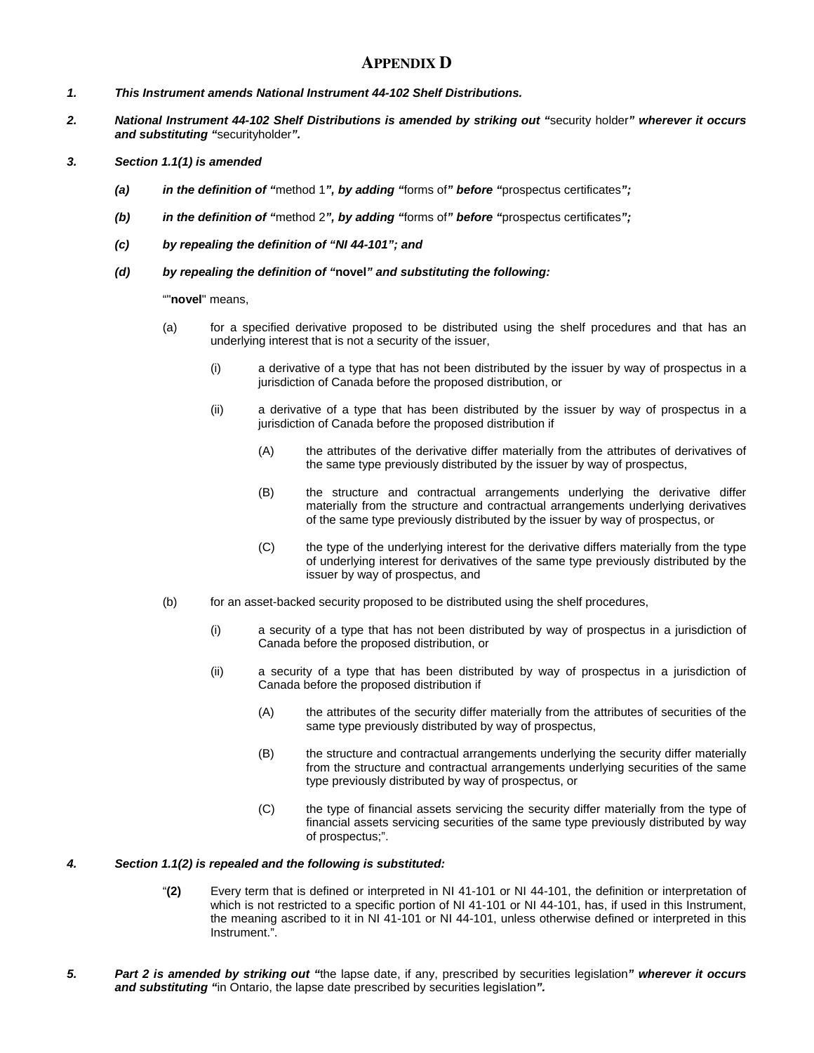# APPENDIX D

***1.*** ***This Instrument amends National Instrument 44-102 Shelf Distributions.***

***2.*** ***National Instrument 44-102 Shelf Distributions is amended by striking out "***security holder***" wherever it occurs and substituting "***securityholder***".***

***3.*** ***Section 1.1(1) is amended***

***(a)*** ***in the definition of "***method 1***", by adding "***forms of***" before "***prospectus certificates***";***

***(b)*** ***in the definition of "***method 2***", by adding "***forms of***" before "***prospectus certificates***";***

***(c)*** ***by repealing the definition of "NI 44-101"; and***

***(d)*** ***by repealing the definition of "*****novel*****" and substituting the following:***

""**novel**" means,

(a) for a specified derivative proposed to be distributed using the shelf procedures and that has an underlying interest that is not a security of the issuer,

(i) a derivative of a type that has not been distributed by the issuer by way of prospectus in a jurisdiction of Canada before the proposed distribution, or

(ii) a derivative of a type that has been distributed by the issuer by way of prospectus in a jurisdiction of Canada before the proposed distribution if

(A) the attributes of the derivative differ materially from the attributes of derivatives of the same type previously distributed by the issuer by way of prospectus,

(B) the structure and contractual arrangements underlying the derivative differ materially from the structure and contractual arrangements underlying derivatives of the same type previously distributed by the issuer by way of prospectus, or

(C) the type of the underlying interest for the derivative differs materially from the type of underlying interest for derivatives of the same type previously distributed by the issuer by way of prospectus, and

(b) for an asset-backed security proposed to be distributed using the shelf procedures,

(i) a security of a type that has not been distributed by way of prospectus in a jurisdiction of Canada before the proposed distribution, or

(ii) a security of a type that has been distributed by way of prospectus in a jurisdiction of Canada before the proposed distribution if

(A) the attributes of the security differ materially from the attributes of securities of the same type previously distributed by way of prospectus,

(B) the structure and contractual arrangements underlying the security differ materially from the structure and contractual arrangements underlying securities of the same type previously distributed by way of prospectus, or

(C) the type of financial assets servicing the security differ materially from the type of financial assets servicing securities of the same type previously distributed by way of prospectus;".

***4.*** ***Section 1.1(2) is repealed and the following is substituted:***

"**(2)** Every term that is defined or interpreted in NI 41-101 or NI 44-101, the definition or interpretation of which is not restricted to a specific portion of NI 41-101 or NI 44-101, has, if used in this Instrument, the meaning ascribed to it in NI 41-101 or NI 44-101, unless otherwise defined or interpreted in this Instrument.".

***5.*** ***Part 2 is amended by striking out "***the lapse date, if any, prescribed by securities legislation***" wherever it occurs and substituting "***in Ontario, the lapse date prescribed by securities legislation***".***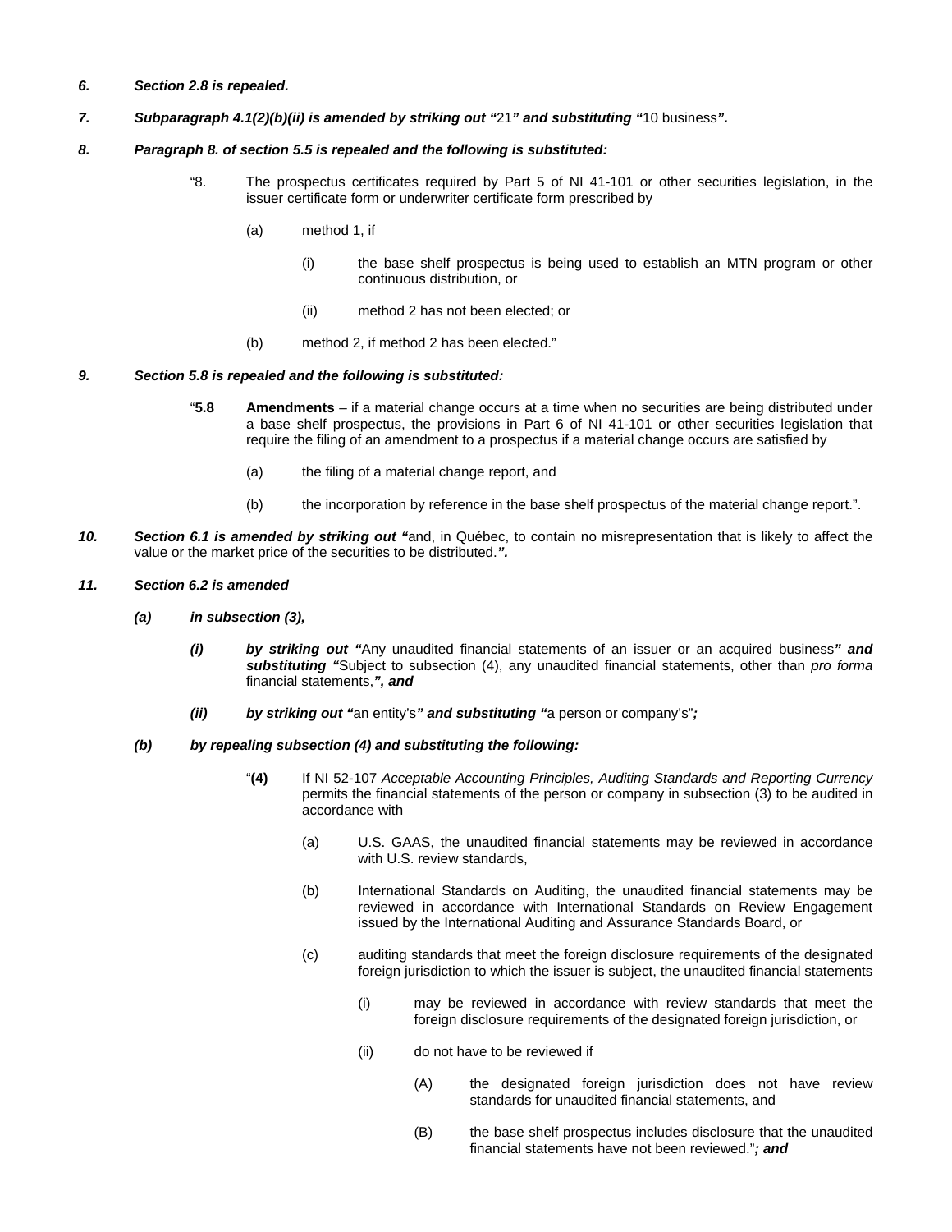***6. Section 2.8 is repealed.***

***7. Subparagraph 4.1(2)(b)(ii) is amended by striking out "***21***" and substituting "***10 business***".***

***8. Paragraph 8. of section 5.5 is repealed and the following is substituted:***

> "8. The prospectus certificates required by Part 5 of NI 41-101 or other securities legislation, in the issuer certificate form or underwriter certificate form prescribed by
>
> (a) method 1, if
>
> (i) the base shelf prospectus is being used to establish an MTN program or other continuous distribution, or
>
> (ii) method 2 has not been elected; or
>
> (b) method 2, if method 2 has been elected."

***9. Section 5.8 is repealed and the following is substituted:***

> "**5.8 Amendments** – if a material change occurs at a time when no securities are being distributed under a base shelf prospectus, the provisions in Part 6 of NI 41-101 or other securities legislation that require the filing of an amendment to a prospectus if a material change occurs are satisfied by
>
> (a) the filing of a material change report, and
>
> (b) the incorporation by reference in the base shelf prospectus of the material change report.".

***10. Section 6.1 is amended by striking out "***and, in Québec, to contain no misrepresentation that is likely to affect the value or the market price of the securities to be distributed.***".***

***11. Section 6.2 is amended***

***(a) in subsection (3),***

***(i) by striking out "***Any unaudited financial statements of an issuer or an acquired business***" and substituting "***Subject to subsection (4), any unaudited financial statements, other than *pro forma* financial statements,***", and***

***(ii) by striking out "***an entity's***" and substituting "***a person or company's"***;***

***(b) by repealing subsection (4) and substituting the following:***

> "**(4)** If NI 52-107 *Acceptable Accounting Principles, Auditing Standards and Reporting Currency* permits the financial statements of the person or company in subsection (3) to be audited in accordance with
>
> (a) U.S. GAAS, the unaudited financial statements may be reviewed in accordance with U.S. review standards,
>
> (b) International Standards on Auditing, the unaudited financial statements may be reviewed in accordance with International Standards on Review Engagement issued by the International Auditing and Assurance Standards Board, or
>
> (c) auditing standards that meet the foreign disclosure requirements of the designated foreign jurisdiction to which the issuer is subject, the unaudited financial statements
>
> (i) may be reviewed in accordance with review standards that meet the foreign disclosure requirements of the designated foreign jurisdiction, or
>
> (ii) do not have to be reviewed if
>
> (A) the designated foreign jurisdiction does not have review standards for unaudited financial statements, and
>
> (B) the base shelf prospectus includes disclosure that the unaudited financial statements have not been reviewed."***; and***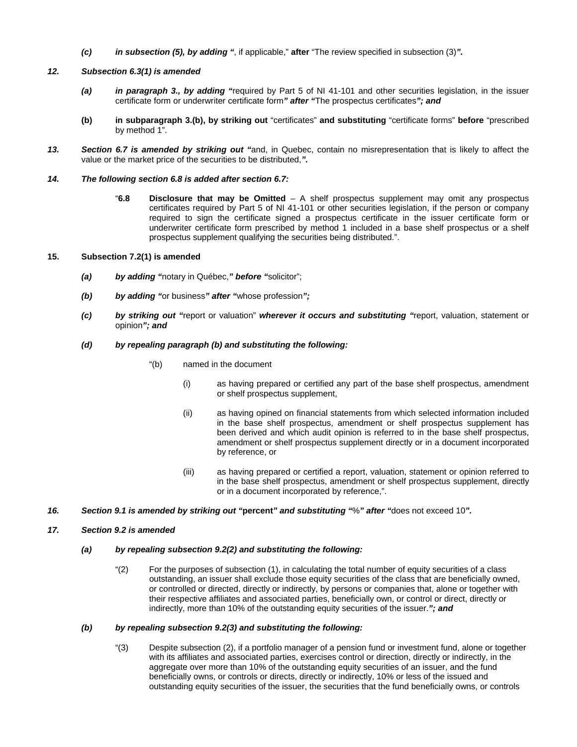*(c)* ***in subsection (5), by adding "***, if applicable," **after** "The review specified in subsection (3)***".***

***12. Subsection 6.3(1) is amended***

*(a)* ***in paragraph 3., by adding "***required by Part 5 of NI 41-101 and other securities legislation, in the issuer certificate form or underwriter certificate form***" after "***The prospectus certificates***"; and***

**(b) in subparagraph 3.(b), by striking out** "certificates" **and substituting** "certificate forms" **before** "prescribed by method 1".

***13. Section 6.7 is amended by striking out "***and, in Quebec, contain no misrepresentation that is likely to affect the value or the market price of the securities to be distributed,***".***

***14. The following section 6.8 is added after section 6.7:***

"**6.8 Disclosure that may be Omitted** – A shelf prospectus supplement may omit any prospectus certificates required by Part 5 of NI 41-101 or other securities legislation, if the person or company required to sign the certificate signed a prospectus certificate in the issuer certificate form or underwriter certificate form prescribed by method 1 included in a base shelf prospectus or a shelf prospectus supplement qualifying the securities being distributed.".

**15. Subsection 7.2(1) is amended**

*(a)* ***by adding "***notary in Québec,***" before "***solicitor";

*(b)* ***by adding "***or business***" after "***whose profession***";***

*(c)* ***by striking out "***report or valuation" ***wherever it occurs and substituting "***report, valuation, statement or opinion***"; and***

*(d)* ***by repealing paragraph (b) and substituting the following:***

"(b) named in the document

(i) as having prepared or certified any part of the base shelf prospectus, amendment or shelf prospectus supplement,

(ii) as having opined on financial statements from which selected information included in the base shelf prospectus, amendment or shelf prospectus supplement has been derived and which audit opinion is referred to in the base shelf prospectus, amendment or shelf prospectus supplement directly or in a document incorporated by reference, or

(iii) as having prepared or certified a report, valuation, statement or opinion referred to in the base shelf prospectus, amendment or shelf prospectus supplement, directly or in a document incorporated by reference,".

***16. Section 9.1 is amended by striking out "*****percent*****" and substituting "***%***" after "***does not exceed 10***".***

***17. Section 9.2 is amended***

*(a)* ***by repealing subsection 9.2(2) and substituting the following:***

"(2) For the purposes of subsection (1), in calculating the total number of equity securities of a class outstanding, an issuer shall exclude those equity securities of the class that are beneficially owned, or controlled or directed, directly or indirectly, by persons or companies that, alone or together with their respective affiliates and associated parties, beneficially own, or control or direct, directly or indirectly, more than 10% of the outstanding equity securities of the issuer.***"; and***

*(b)* ***by repealing subsection 9.2(3) and substituting the following:***

"(3) Despite subsection (2), if a portfolio manager of a pension fund or investment fund, alone or together with its affiliates and associated parties, exercises control or direction, directly or indirectly, in the aggregate over more than 10% of the outstanding equity securities of an issuer, and the fund beneficially owns, or controls or directs, directly or indirectly, 10% or less of the issued and outstanding equity securities of the issuer, the securities that the fund beneficially owns, or controls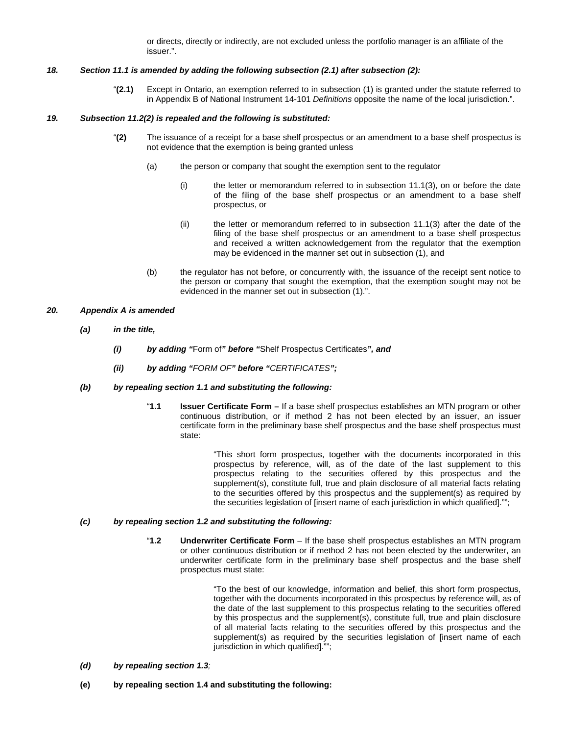or directs, directly or indirectly, are not excluded unless the portfolio manager is an affiliate of the issuer.".

***18. Section 11.1 is amended by adding the following subsection (2.1) after subsection (2):***

"**(2.1)** Except in Ontario, an exemption referred to in subsection (1) is granted under the statute referred to in Appendix B of National Instrument 14-101 *Definitions* opposite the name of the local jurisdiction.".

***19. Subsection 11.2(2) is repealed and the following is substituted:***

"**(2)** The issuance of a receipt for a base shelf prospectus or an amendment to a base shelf prospectus is not evidence that the exemption is being granted unless

(a) the person or company that sought the exemption sent to the regulator

(i) the letter or memorandum referred to in subsection 11.1(3), on or before the date of the filing of the base shelf prospectus or an amendment to a base shelf prospectus, or

(ii) the letter or memorandum referred to in subsection 11.1(3) after the date of the filing of the base shelf prospectus or an amendment to a base shelf prospectus and received a written acknowledgement from the regulator that the exemption may be evidenced in the manner set out in subsection (1), and

(b) the regulator has not before, or concurrently with, the issuance of the receipt sent notice to the person or company that sought the exemption, that the exemption sought may not be evidenced in the manner set out in subsection (1).".

***20. Appendix A is amended***

***(a) in the title,***

***(i) by adding "***Form of***" before "***Shelf Prospectus Certificates***", and***

***(ii) by adding "FORM OF" before "CERTIFICATES";***

***(b) by repealing section 1.1 and substituting the following:***

"**1.1 Issuer Certificate Form –** If a base shelf prospectus establishes an MTN program or other continuous distribution, or if method 2 has not been elected by an issuer, an issuer certificate form in the preliminary base shelf prospectus and the base shelf prospectus must state:

"This short form prospectus, together with the documents incorporated in this prospectus by reference, will, as of the date of the last supplement to this prospectus relating to the securities offered by this prospectus and the supplement(s), constitute full, true and plain disclosure of all material facts relating to the securities offered by this prospectus and the supplement(s) as required by the securities legislation of [insert name of each jurisdiction in which qualified]."";

***(c) by repealing section 1.2 and substituting the following:***

"**1.2 Underwriter Certificate Form** – If the base shelf prospectus establishes an MTN program or other continuous distribution or if method 2 has not been elected by the underwriter, an underwriter certificate form in the preliminary base shelf prospectus and the base shelf prospectus must state:

"To the best of our knowledge, information and belief, this short form prospectus, together with the documents incorporated in this prospectus by reference will, as of the date of the last supplement to this prospectus relating to the securities offered by this prospectus and the supplement(s), constitute full, true and plain disclosure of all material facts relating to the securities offered by this prospectus and the supplement(s) as required by the securities legislation of [insert name of each jurisdiction in which qualified]."";

***(d) by repealing section 1.3;***

**(e) by repealing section 1.4 and substituting the following:**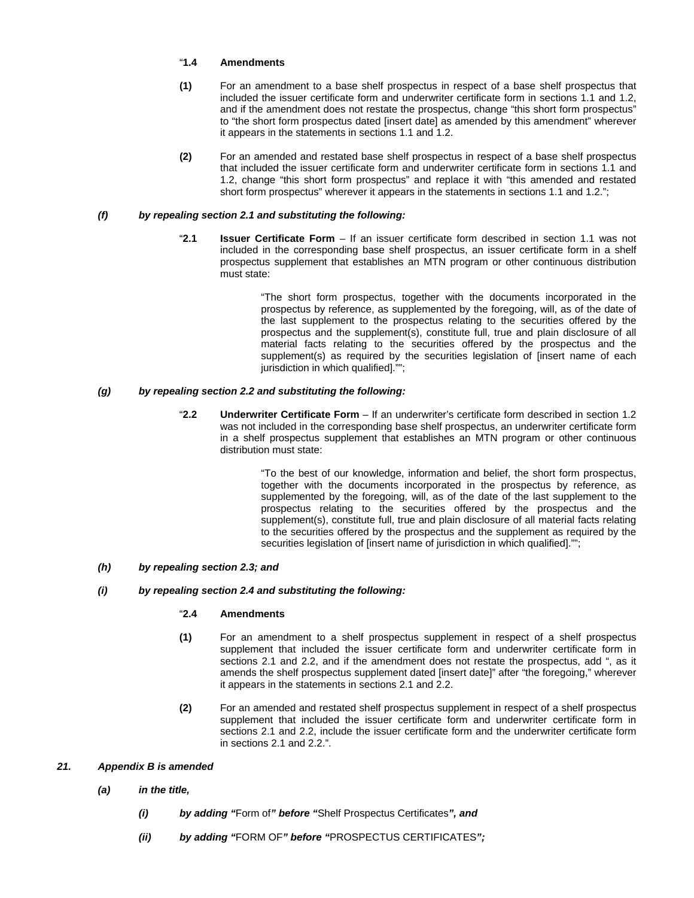"**1.4 Amendments**

**(1)** For an amendment to a base shelf prospectus in respect of a base shelf prospectus that included the issuer certificate form and underwriter certificate form in sections 1.1 and 1.2, and if the amendment does not restate the prospectus, change "this short form prospectus" to "the short form prospectus dated [insert date] as amended by this amendment" wherever it appears in the statements in sections 1.1 and 1.2.

**(2)** For an amended and restated base shelf prospectus in respect of a base shelf prospectus that included the issuer certificate form and underwriter certificate form in sections 1.1 and 1.2, change "this short form prospectus" and replace it with "this amended and restated short form prospectus" wherever it appears in the statements in sections 1.1 and 1.2.";

***(f) by repealing section 2.1 and substituting the following:***

"**2.1 Issuer Certificate Form** – If an issuer certificate form described in section 1.1 was not included in the corresponding base shelf prospectus, an issuer certificate form in a shelf prospectus supplement that establishes an MTN program or other continuous distribution must state:

> "The short form prospectus, together with the documents incorporated in the prospectus by reference, as supplemented by the foregoing, will, as of the date of the last supplement to the prospectus relating to the securities offered by the prospectus and the supplement(s), constitute full, true and plain disclosure of all material facts relating to the securities offered by the prospectus and the supplement(s) as required by the securities legislation of [insert name of each jurisdiction in which qualified]."";

***(g) by repealing section 2.2 and substituting the following:***

"**2.2 Underwriter Certificate Form** – If an underwriter's certificate form described in section 1.2 was not included in the corresponding base shelf prospectus, an underwriter certificate form in a shelf prospectus supplement that establishes an MTN program or other continuous distribution must state:

> "To the best of our knowledge, information and belief, the short form prospectus, together with the documents incorporated in the prospectus by reference, as supplemented by the foregoing, will, as of the date of the last supplement to the prospectus relating to the securities offered by the prospectus and the supplement(s), constitute full, true and plain disclosure of all material facts relating to the securities offered by the prospectus and the supplement as required by the securities legislation of [insert name of jurisdiction in which qualified]."";

***(h) by repealing section 2.3; and***

***(i) by repealing section 2.4 and substituting the following:***

"**2.4 Amendments**

**(1)** For an amendment to a shelf prospectus supplement in respect of a shelf prospectus supplement that included the issuer certificate form and underwriter certificate form in sections 2.1 and 2.2, and if the amendment does not restate the prospectus, add ", as it amends the shelf prospectus supplement dated [insert date]" after "the foregoing," wherever it appears in the statements in sections 2.1 and 2.2.

**(2)** For an amended and restated shelf prospectus supplement in respect of a shelf prospectus supplement that included the issuer certificate form and underwriter certificate form in sections 2.1 and 2.2, include the issuer certificate form and the underwriter certificate form in sections 2.1 and 2.2.".

***21. Appendix B is amended***

***(a) in the title,***

***(i) by adding "**Form of**" before "**Shelf Prospectus Certificates**", and***

***(ii) by adding "**FORM OF**" before "**PROSPECTUS CERTIFICATES**";***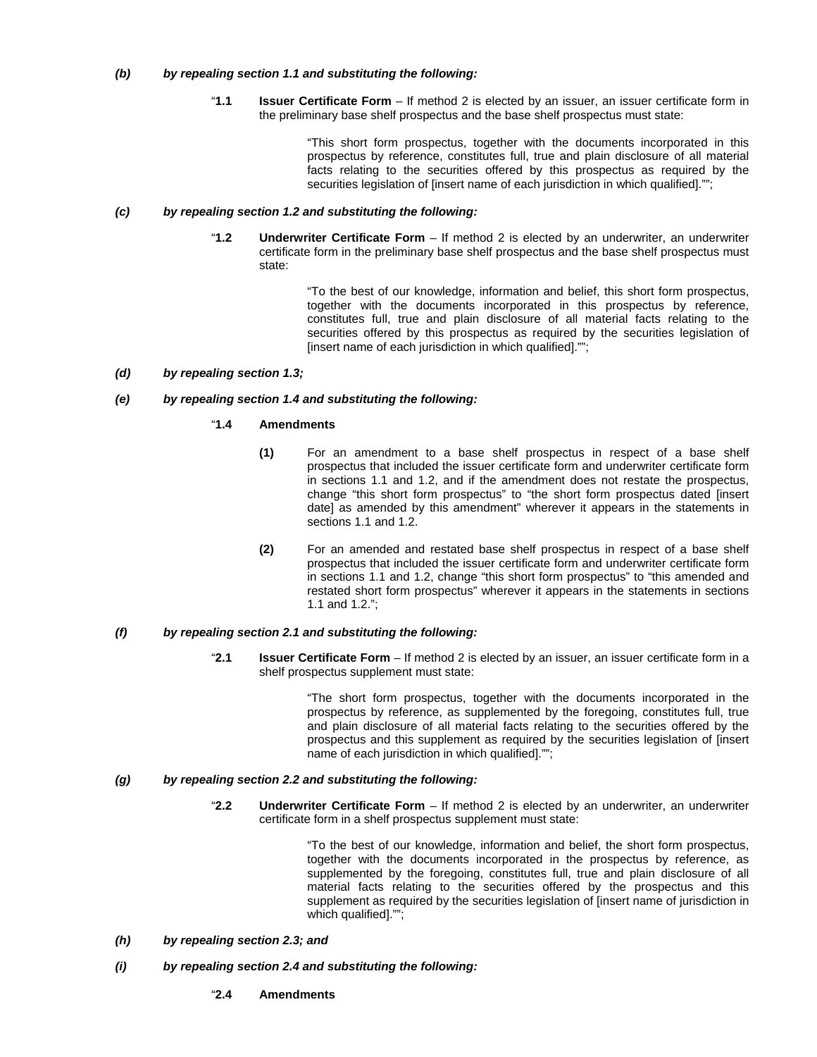*(b)* ***by repealing section 1.1 and substituting the following:***

> "**1.1** **Issuer Certificate Form** – If method 2 is elected by an issuer, an issuer certificate form in the preliminary base shelf prospectus and the base shelf prospectus must state:
>
> > "This short form prospectus, together with the documents incorporated in this prospectus by reference, constitutes full, true and plain disclosure of all material facts relating to the securities offered by this prospectus as required by the securities legislation of [insert name of each jurisdiction in which qualified]."";

*(c)* ***by repealing section 1.2 and substituting the following:***

> "**1.2** **Underwriter Certificate Form** – If method 2 is elected by an underwriter, an underwriter certificate form in the preliminary base shelf prospectus and the base shelf prospectus must state:
>
> > "To the best of our knowledge, information and belief, this short form prospectus, together with the documents incorporated in this prospectus by reference, constitutes full, true and plain disclosure of all material facts relating to the securities offered by this prospectus as required by the securities legislation of [insert name of each jurisdiction in which qualified]."";

*(d)* ***by repealing section 1.3;***

*(e)* ***by repealing section 1.4 and substituting the following:***

> "**1.4** **Amendments**
>
> **(1)** For an amendment to a base shelf prospectus in respect of a base shelf prospectus that included the issuer certificate form and underwriter certificate form in sections 1.1 and 1.2, and if the amendment does not restate the prospectus, change "this short form prospectus" to "the short form prospectus dated [insert date] as amended by this amendment" wherever it appears in the statements in sections 1.1 and 1.2.
>
> **(2)** For an amended and restated base shelf prospectus in respect of a base shelf prospectus that included the issuer certificate form and underwriter certificate form in sections 1.1 and 1.2, change "this short form prospectus" to "this amended and restated short form prospectus" wherever it appears in the statements in sections 1.1 and 1.2.";

*(f)* ***by repealing section 2.1 and substituting the following:***

> "**2.1** **Issuer Certificate Form** – If method 2 is elected by an issuer, an issuer certificate form in a shelf prospectus supplement must state:
>
> > "The short form prospectus, together with the documents incorporated in the prospectus by reference, as supplemented by the foregoing, constitutes full, true and plain disclosure of all material facts relating to the securities offered by the prospectus and this supplement as required by the securities legislation of [insert name of each jurisdiction in which qualified]."";

*(g)* ***by repealing section 2.2 and substituting the following:***

> "**2.2** **Underwriter Certificate Form** – If method 2 is elected by an underwriter, an underwriter certificate form in a shelf prospectus supplement must state:
>
> > "To the best of our knowledge, information and belief, the short form prospectus, together with the documents incorporated in the prospectus by reference, as supplemented by the foregoing, constitutes full, true and plain disclosure of all material facts relating to the securities offered by the prospectus and this supplement as required by the securities legislation of [insert name of jurisdiction in which qualified]."";

*(h)* ***by repealing section 2.3; and***

*(i)* ***by repealing section 2.4 and substituting the following:***

> "**2.4** **Amendments**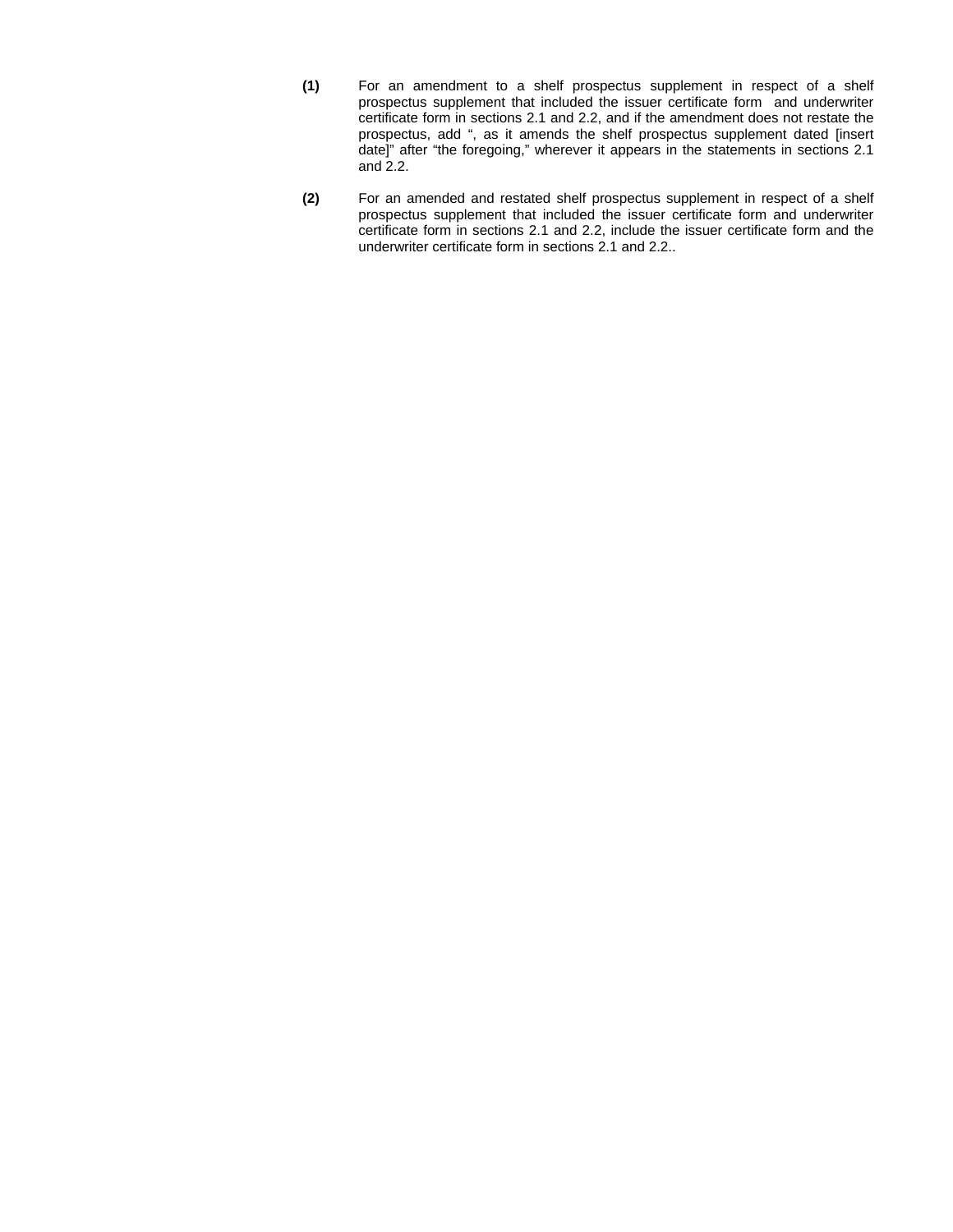**(1)** For an amendment to a shelf prospectus supplement in respect of a shelf prospectus supplement that included the issuer certificate form and underwriter certificate form in sections 2.1 and 2.2, and if the amendment does not restate the prospectus, add ", as it amends the shelf prospectus supplement dated [insert date]" after "the foregoing," wherever it appears in the statements in sections 2.1 and 2.2.

**(2)** For an amended and restated shelf prospectus supplement in respect of a shelf prospectus supplement that included the issuer certificate form and underwriter certificate form in sections 2.1 and 2.2, include the issuer certificate form and the underwriter certificate form in sections 2.1 and 2.2..